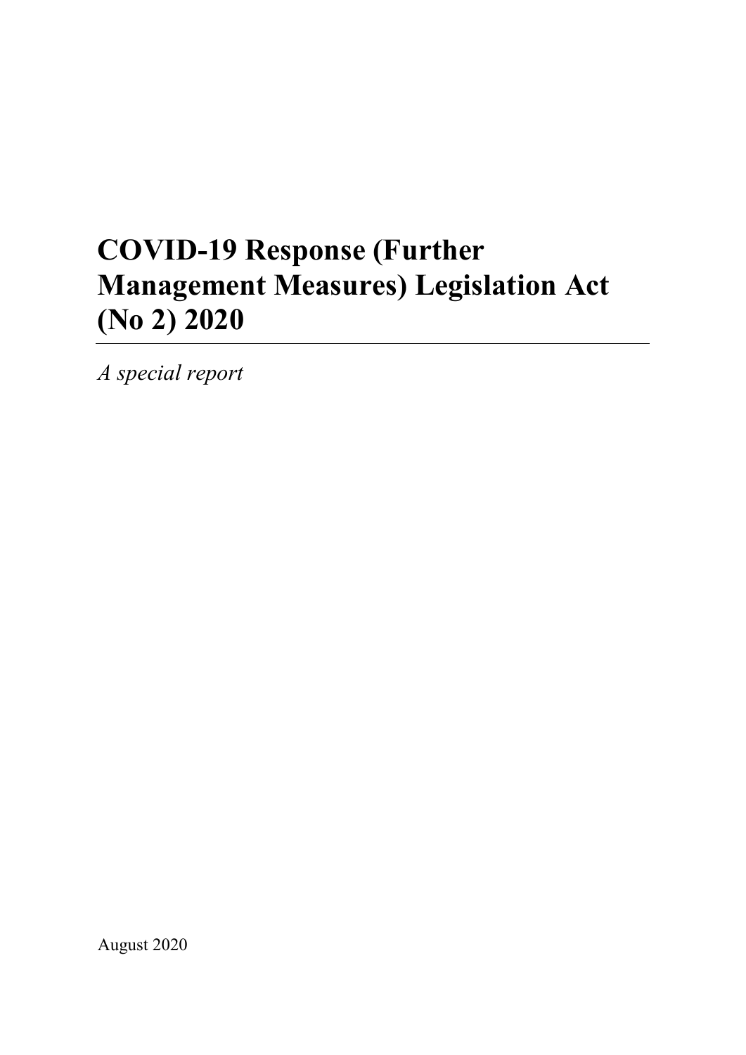# COVID-19 Response (Further Management Measures) Legislation Act (No 2) 2020

*A special report*

August 2020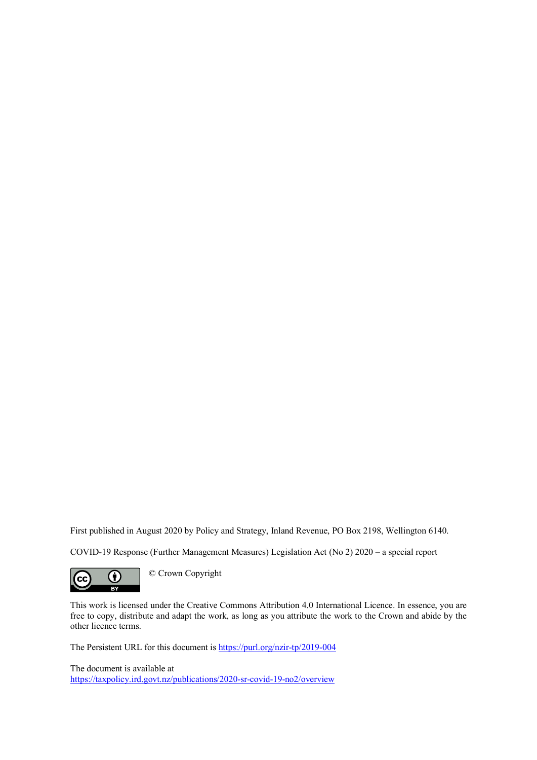First published in August 2020 by Policy and Strategy, Inland Revenue, PO Box 2198, Wellington 6140.

COVID-19 Response (Further Management Measures) Legislation Act (No 2) 2020 – a special report

© Crown Copyright

This work is licensed under the Creative Commons Attribution 4.0 International Licence. In essence, you are free to copy, distribute and adapt the work, as long as you attribute the work to the Crown and abide by the other licence terms.

The Persistent URL for this document is https://purl.org/nzir-tp/2019-004

The document is available at
https://taxpolicy.ird.govt.nz/publications/2020-sr-covid-19-no2/overview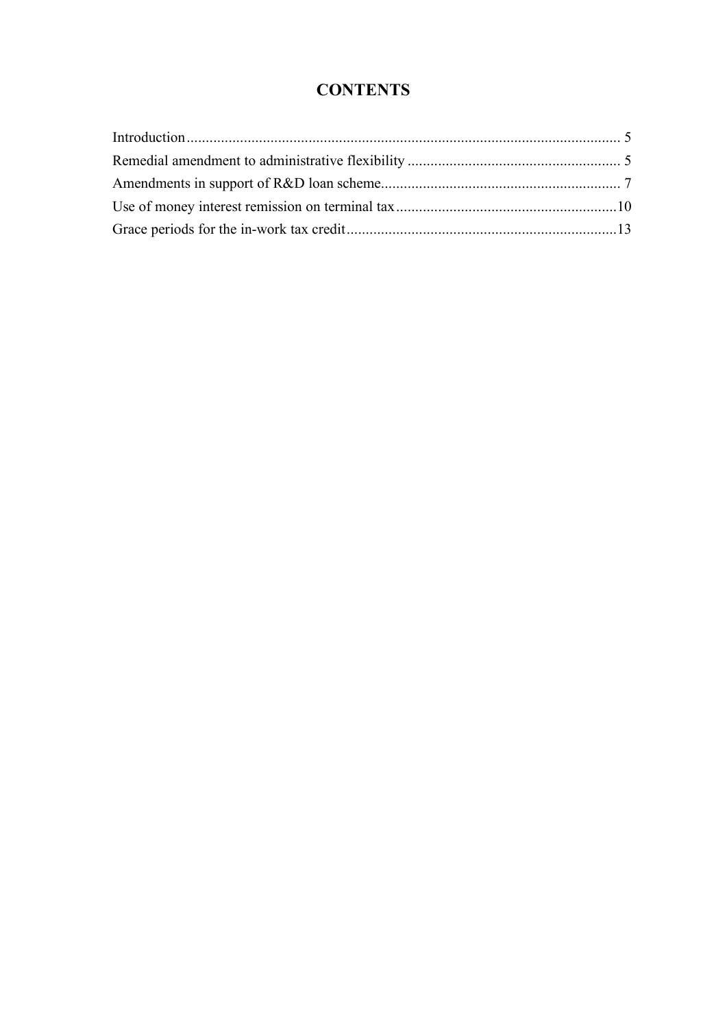# CONTENTS

Introduction .................................................................................................................. 5
Remedial amendment to administrative flexibility ........................................................ 5
Amendments in support of R&D loan scheme................................................................ 7
Use of money interest remission on terminal tax ..........................................................10
Grace periods for the in-work tax credit .......................................................................13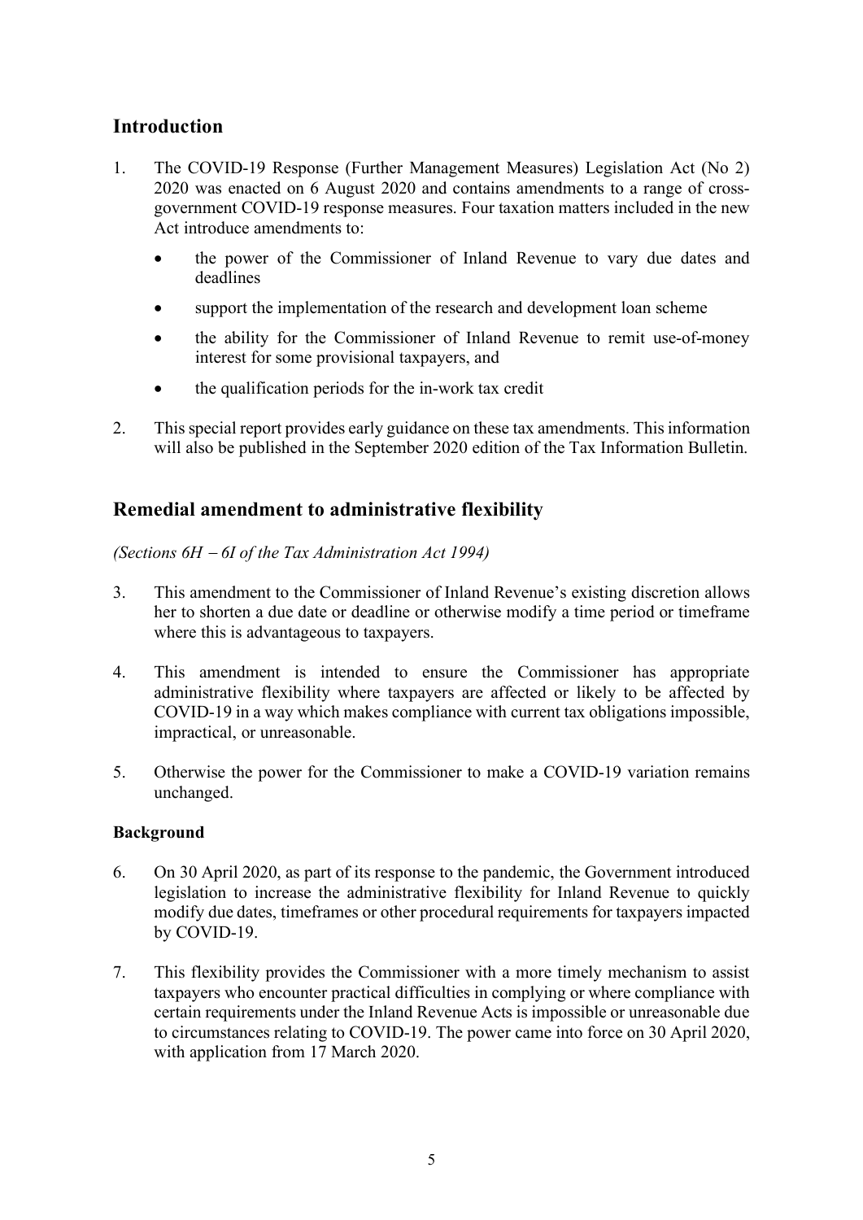## Introduction

1. The COVID-19 Response (Further Management Measures) Legislation Act (No 2) 2020 was enacted on 6 August 2020 and contains amendments to a range of cross-government COVID-19 response measures. Four taxation matters included in the new Act introduce amendments to:

   - the power of the Commissioner of Inland Revenue to vary due dates and deadlines
   - support the implementation of the research and development loan scheme
   - the ability for the Commissioner of Inland Revenue to remit use-of-money interest for some provisional taxpayers, and
   - the qualification periods for the in-work tax credit

2. This special report provides early guidance on these tax amendments. This information will also be published in the September 2020 edition of the Tax Information Bulletin.

## Remedial amendment to administrative flexibility

*(Sections 6H – 6I of the Tax Administration Act 1994)*

3. This amendment to the Commissioner of Inland Revenue's existing discretion allows her to shorten a due date or deadline or otherwise modify a time period or timeframe where this is advantageous to taxpayers.

4. This amendment is intended to ensure the Commissioner has appropriate administrative flexibility where taxpayers are affected or likely to be affected by COVID-19 in a way which makes compliance with current tax obligations impossible, impractical, or unreasonable.

5. Otherwise the power for the Commissioner to make a COVID-19 variation remains unchanged.

### Background

6. On 30 April 2020, as part of its response to the pandemic, the Government introduced legislation to increase the administrative flexibility for Inland Revenue to quickly modify due dates, timeframes or other procedural requirements for taxpayers impacted by COVID-19.

7. This flexibility provides the Commissioner with a more timely mechanism to assist taxpayers who encounter practical difficulties in complying or where compliance with certain requirements under the Inland Revenue Acts is impossible or unreasonable due to circumstances relating to COVID-19. The power came into force on 30 April 2020, with application from 17 March 2020.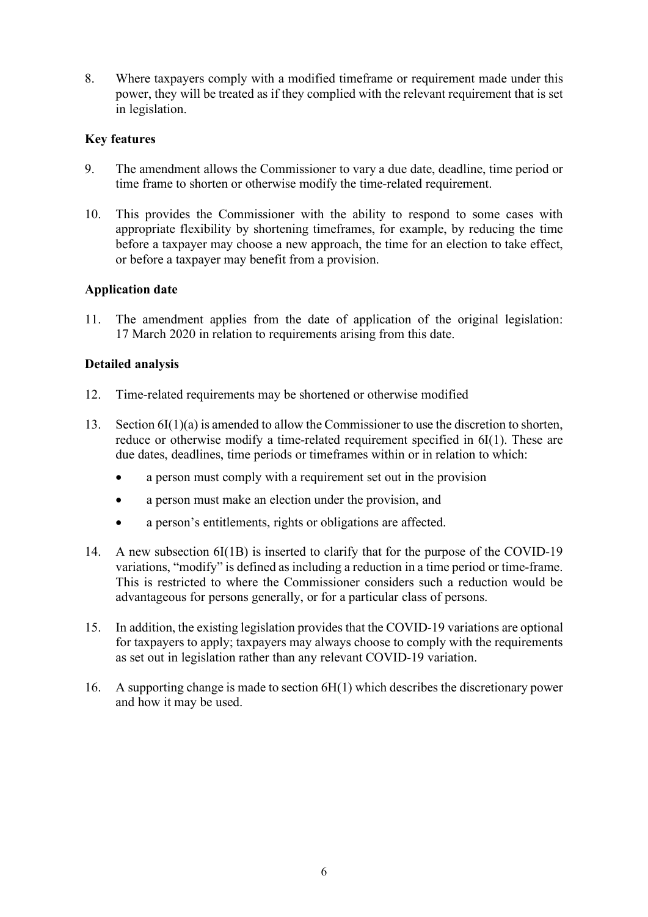8. Where taxpayers comply with a modified timeframe or requirement made under this power, they will be treated as if they complied with the relevant requirement that is set in legislation.

### Key features

9. The amendment allows the Commissioner to vary a due date, deadline, time period or time frame to shorten or otherwise modify the time-related requirement.

10. This provides the Commissioner with the ability to respond to some cases with appropriate flexibility by shortening timeframes, for example, by reducing the time before a taxpayer may choose a new approach, the time for an election to take effect, or before a taxpayer may benefit from a provision.

### Application date

11. The amendment applies from the date of application of the original legislation: 17 March 2020 in relation to requirements arising from this date.

### Detailed analysis

12. Time-related requirements may be shortened or otherwise modified

13. Section 6I(1)(a) is amended to allow the Commissioner to use the discretion to shorten, reduce or otherwise modify a time-related requirement specified in 6I(1). These are due dates, deadlines, time periods or timeframes within or in relation to which:

    - a person must comply with a requirement set out in the provision
    - a person must make an election under the provision, and
    - a person's entitlements, rights or obligations are affected.

14. A new subsection 6I(1B) is inserted to clarify that for the purpose of the COVID-19 variations, "modify" is defined as including a reduction in a time period or time-frame. This is restricted to where the Commissioner considers such a reduction would be advantageous for persons generally, or for a particular class of persons.

15. In addition, the existing legislation provides that the COVID-19 variations are optional for taxpayers to apply; taxpayers may always choose to comply with the requirements as set out in legislation rather than any relevant COVID-19 variation.

16. A supporting change is made to section 6H(1) which describes the discretionary power and how it may be used.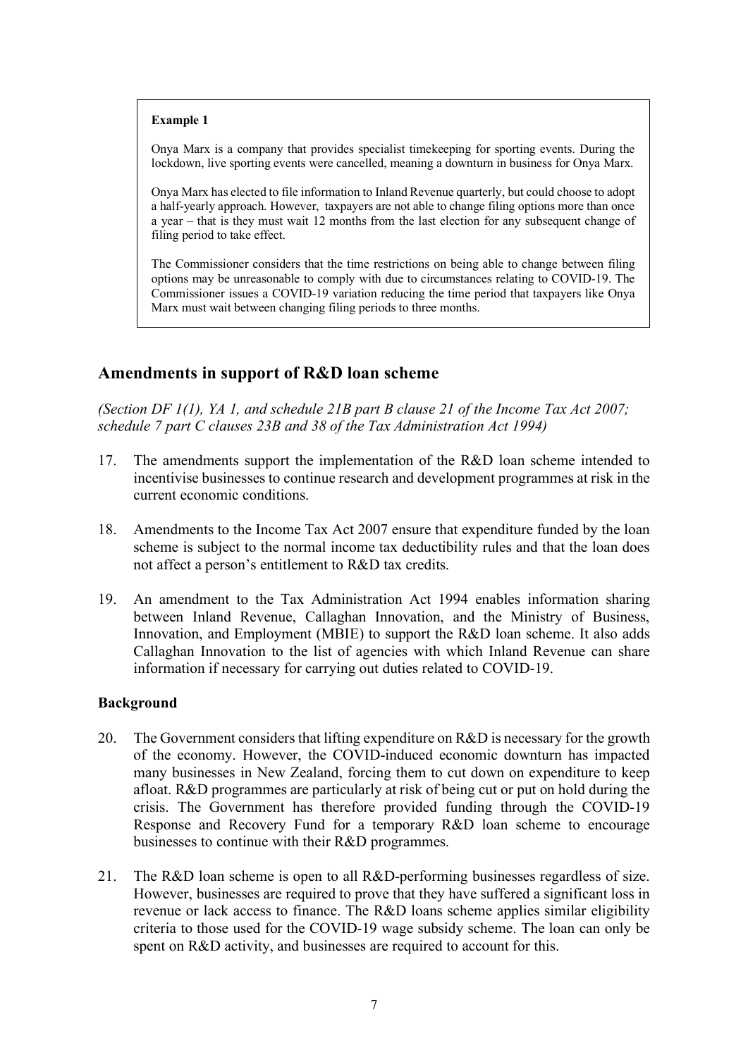> **Example 1**
>
> Onya Marx is a company that provides specialist timekeeping for sporting events. During the lockdown, live sporting events were cancelled, meaning a downturn in business for Onya Marx.
>
> Onya Marx has elected to file information to Inland Revenue quarterly, but could choose to adopt a half-yearly approach. However, taxpayers are not able to change filing options more than once a year – that is they must wait 12 months from the last election for any subsequent change of filing period to take effect.
>
> The Commissioner considers that the time restrictions on being able to change between filing options may be unreasonable to comply with due to circumstances relating to COVID-19. The Commissioner issues a COVID-19 variation reducing the time period that taxpayers like Onya Marx must wait between changing filing periods to three months.

## Amendments in support of R&D loan scheme

*(Section DF 1(1), YA 1, and schedule 21B part B clause 21 of the Income Tax Act 2007; schedule 7 part C clauses 23B and 38 of the Tax Administration Act 1994)*

17. The amendments support the implementation of the R&D loan scheme intended to incentivise businesses to continue research and development programmes at risk in the current economic conditions.

18. Amendments to the Income Tax Act 2007 ensure that expenditure funded by the loan scheme is subject to the normal income tax deductibility rules and that the loan does not affect a person's entitlement to R&D tax credits.

19. An amendment to the Tax Administration Act 1994 enables information sharing between Inland Revenue, Callaghan Innovation, and the Ministry of Business, Innovation, and Employment (MBIE) to support the R&D loan scheme. It also adds Callaghan Innovation to the list of agencies with which Inland Revenue can share information if necessary for carrying out duties related to COVID-19.

### Background

20. The Government considers that lifting expenditure on R&D is necessary for the growth of the economy. However, the COVID-induced economic downturn has impacted many businesses in New Zealand, forcing them to cut down on expenditure to keep afloat. R&D programmes are particularly at risk of being cut or put on hold during the crisis. The Government has therefore provided funding through the COVID-19 Response and Recovery Fund for a temporary R&D loan scheme to encourage businesses to continue with their R&D programmes.

21. The R&D loan scheme is open to all R&D-performing businesses regardless of size. However, businesses are required to prove that they have suffered a significant loss in revenue or lack access to finance. The R&D loans scheme applies similar eligibility criteria to those used for the COVID-19 wage subsidy scheme. The loan can only be spent on R&D activity, and businesses are required to account for this.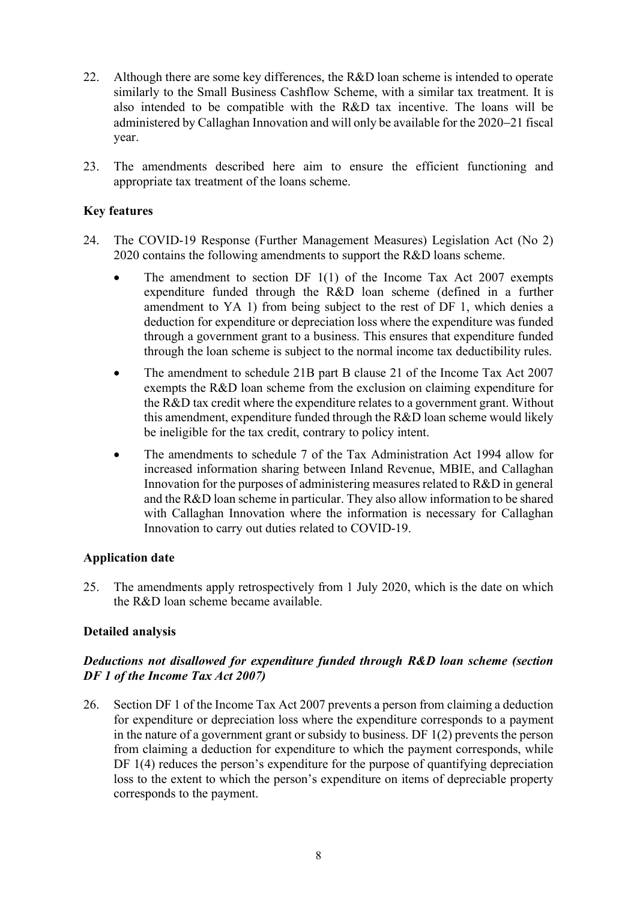22. Although there are some key differences, the R&D loan scheme is intended to operate similarly to the Small Business Cashflow Scheme, with a similar tax treatment. It is also intended to be compatible with the R&D tax incentive. The loans will be administered by Callaghan Innovation and will only be available for the 2020–21 fiscal year.

23. The amendments described here aim to ensure the efficient functioning and appropriate tax treatment of the loans scheme.

### Key features

24. The COVID-19 Response (Further Management Measures) Legislation Act (No 2) 2020 contains the following amendments to support the R&D loans scheme.

    - The amendment to section DF 1(1) of the Income Tax Act 2007 exempts expenditure funded through the R&D loan scheme (defined in a further amendment to YA 1) from being subject to the rest of DF 1, which denies a deduction for expenditure or depreciation loss where the expenditure was funded through a government grant to a business. This ensures that expenditure funded through the loan scheme is subject to the normal income tax deductibility rules.
    - The amendment to schedule 21B part B clause 21 of the Income Tax Act 2007 exempts the R&D loan scheme from the exclusion on claiming expenditure for the R&D tax credit where the expenditure relates to a government grant. Without this amendment, expenditure funded through the R&D loan scheme would likely be ineligible for the tax credit, contrary to policy intent.
    - The amendments to schedule 7 of the Tax Administration Act 1994 allow for increased information sharing between Inland Revenue, MBIE, and Callaghan Innovation for the purposes of administering measures related to R&D in general and the R&D loan scheme in particular. They also allow information to be shared with Callaghan Innovation where the information is necessary for Callaghan Innovation to carry out duties related to COVID-19.

### Application date

25. The amendments apply retrospectively from 1 July 2020, which is the date on which the R&D loan scheme became available.

### Detailed analysis

#### *Deductions not disallowed for expenditure funded through R&D loan scheme (section DF 1 of the Income Tax Act 2007)*

26. Section DF 1 of the Income Tax Act 2007 prevents a person from claiming a deduction for expenditure or depreciation loss where the expenditure corresponds to a payment in the nature of a government grant or subsidy to business. DF 1(2) prevents the person from claiming a deduction for expenditure to which the payment corresponds, while DF 1(4) reduces the person's expenditure for the purpose of quantifying depreciation loss to the extent to which the person's expenditure on items of depreciable property corresponds to the payment.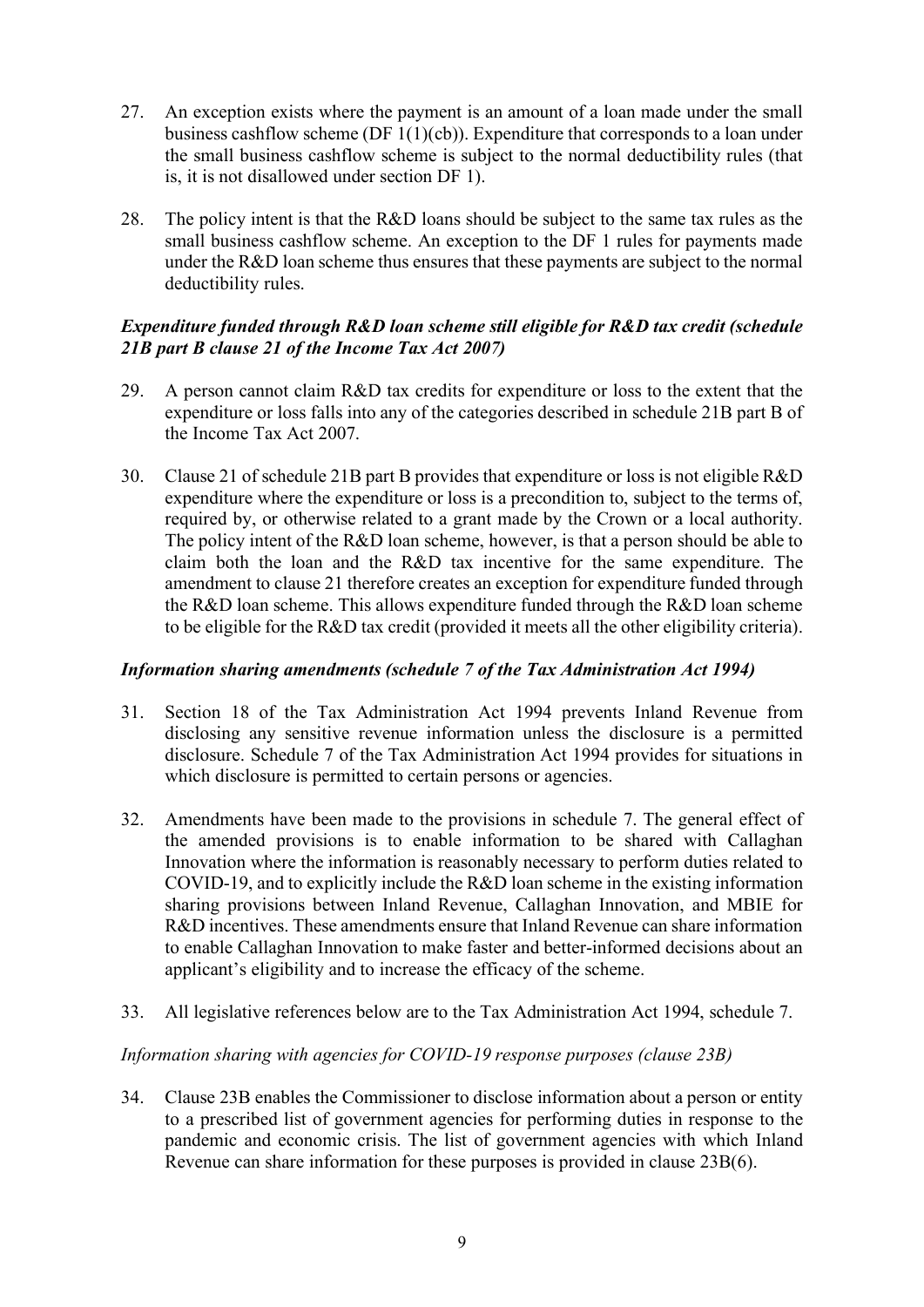27. An exception exists where the payment is an amount of a loan made under the small business cashflow scheme (DF 1(1)(cb)). Expenditure that corresponds to a loan under the small business cashflow scheme is subject to the normal deductibility rules (that is, it is not disallowed under section DF 1).

28. The policy intent is that the R&D loans should be subject to the same tax rules as the small business cashflow scheme. An exception to the DF 1 rules for payments made under the R&D loan scheme thus ensures that these payments are subject to the normal deductibility rules.

### *Expenditure funded through R&D loan scheme still eligible for R&D tax credit (schedule 21B part B clause 21 of the Income Tax Act 2007)*

29. A person cannot claim R&D tax credits for expenditure or loss to the extent that the expenditure or loss falls into any of the categories described in schedule 21B part B of the Income Tax Act 2007.

30. Clause 21 of schedule 21B part B provides that expenditure or loss is not eligible R&D expenditure where the expenditure or loss is a precondition to, subject to the terms of, required by, or otherwise related to a grant made by the Crown or a local authority. The policy intent of the R&D loan scheme, however, is that a person should be able to claim both the loan and the R&D tax incentive for the same expenditure. The amendment to clause 21 therefore creates an exception for expenditure funded through the R&D loan scheme. This allows expenditure funded through the R&D loan scheme to be eligible for the R&D tax credit (provided it meets all the other eligibility criteria).

### *Information sharing amendments (schedule 7 of the Tax Administration Act 1994)*

31. Section 18 of the Tax Administration Act 1994 prevents Inland Revenue from disclosing any sensitive revenue information unless the disclosure is a permitted disclosure. Schedule 7 of the Tax Administration Act 1994 provides for situations in which disclosure is permitted to certain persons or agencies.

32. Amendments have been made to the provisions in schedule 7. The general effect of the amended provisions is to enable information to be shared with Callaghan Innovation where the information is reasonably necessary to perform duties related to COVID-19, and to explicitly include the R&D loan scheme in the existing information sharing provisions between Inland Revenue, Callaghan Innovation, and MBIE for R&D incentives. These amendments ensure that Inland Revenue can share information to enable Callaghan Innovation to make faster and better-informed decisions about an applicant's eligibility and to increase the efficacy of the scheme.

33. All legislative references below are to the Tax Administration Act 1994, schedule 7.

#### *Information sharing with agencies for COVID-19 response purposes (clause 23B)*

34. Clause 23B enables the Commissioner to disclose information about a person or entity to a prescribed list of government agencies for performing duties in response to the pandemic and economic crisis. The list of government agencies with which Inland Revenue can share information for these purposes is provided in clause 23B(6).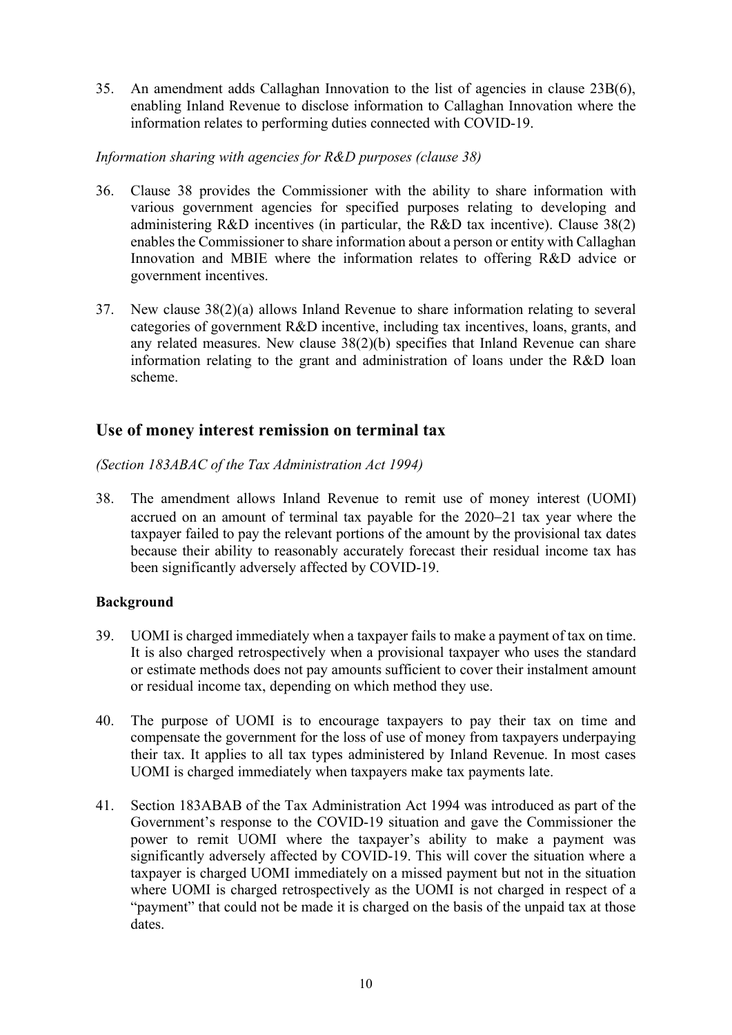35. An amendment adds Callaghan Innovation to the list of agencies in clause 23B(6), enabling Inland Revenue to disclose information to Callaghan Innovation where the information relates to performing duties connected with COVID-19.

*Information sharing with agencies for R&D purposes (clause 38)*

36. Clause 38 provides the Commissioner with the ability to share information with various government agencies for specified purposes relating to developing and administering R&D incentives (in particular, the R&D tax incentive). Clause 38(2) enables the Commissioner to share information about a person or entity with Callaghan Innovation and MBIE where the information relates to offering R&D advice or government incentives.

37. New clause 38(2)(a) allows Inland Revenue to share information relating to several categories of government R&D incentive, including tax incentives, loans, grants, and any related measures. New clause 38(2)(b) specifies that Inland Revenue can share information relating to the grant and administration of loans under the R&D loan scheme.

## Use of money interest remission on terminal tax

*(Section 183ABAC of the Tax Administration Act 1994)*

38. The amendment allows Inland Revenue to remit use of money interest (UOMI) accrued on an amount of terminal tax payable for the 2020–21 tax year where the taxpayer failed to pay the relevant portions of the amount by the provisional tax dates because their ability to reasonably accurately forecast their residual income tax has been significantly adversely affected by COVID-19.

### Background

39. UOMI is charged immediately when a taxpayer fails to make a payment of tax on time. It is also charged retrospectively when a provisional taxpayer who uses the standard or estimate methods does not pay amounts sufficient to cover their instalment amount or residual income tax, depending on which method they use.

40. The purpose of UOMI is to encourage taxpayers to pay their tax on time and compensate the government for the loss of use of money from taxpayers underpaying their tax. It applies to all tax types administered by Inland Revenue. In most cases UOMI is charged immediately when taxpayers make tax payments late.

41. Section 183ABAB of the Tax Administration Act 1994 was introduced as part of the Government's response to the COVID-19 situation and gave the Commissioner the power to remit UOMI where the taxpayer's ability to make a payment was significantly adversely affected by COVID-19. This will cover the situation where a taxpayer is charged UOMI immediately on a missed payment but not in the situation where UOMI is charged retrospectively as the UOMI is not charged in respect of a "payment" that could not be made it is charged on the basis of the unpaid tax at those dates.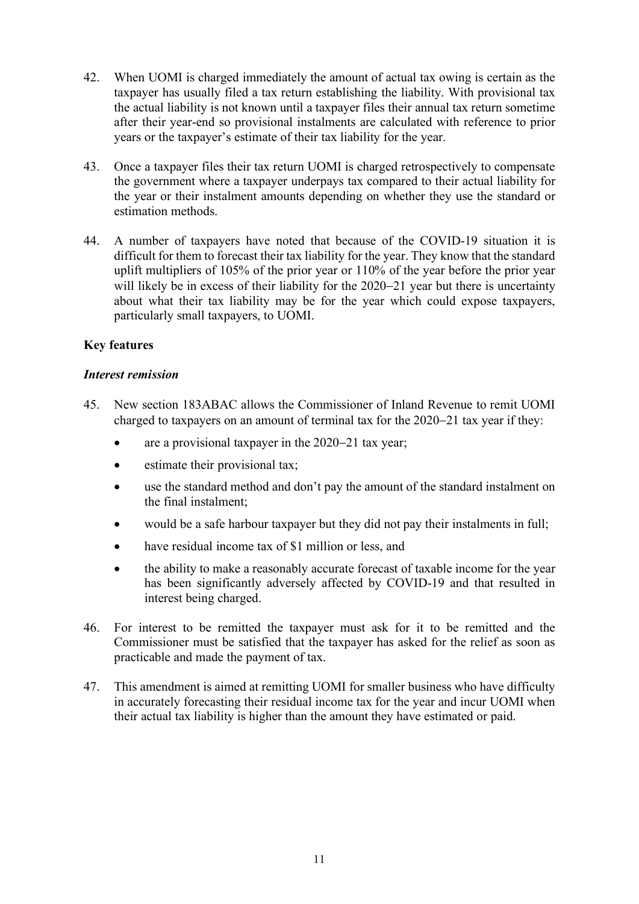42. When UOMI is charged immediately the amount of actual tax owing is certain as the taxpayer has usually filed a tax return establishing the liability. With provisional tax the actual liability is not known until a taxpayer files their annual tax return sometime after their year-end so provisional instalments are calculated with reference to prior years or the taxpayer's estimate of their tax liability for the year.

43. Once a taxpayer files their tax return UOMI is charged retrospectively to compensate the government where a taxpayer underpays tax compared to their actual liability for the year or their instalment amounts depending on whether they use the standard or estimation methods.

44. A number of taxpayers have noted that because of the COVID-19 situation it is difficult for them to forecast their tax liability for the year. They know that the standard uplift multipliers of 105% of the prior year or 110% of the year before the prior year will likely be in excess of their liability for the 2020–21 year but there is uncertainty about what their tax liability may be for the year which could expose taxpayers, particularly small taxpayers, to UOMI.

**Key features**

***Interest remission***

45. New section 183ABAC allows the Commissioner of Inland Revenue to remit UOMI charged to taxpayers on an amount of terminal tax for the 2020–21 tax year if they:
    - are a provisional taxpayer in the 2020–21 tax year;
    - estimate their provisional tax;
    - use the standard method and don't pay the amount of the standard instalment on the final instalment;
    - would be a safe harbour taxpayer but they did not pay their instalments in full;
    - have residual income tax of $1 million or less, and
    - the ability to make a reasonably accurate forecast of taxable income for the year has been significantly adversely affected by COVID-19 and that resulted in interest being charged.

46. For interest to be remitted the taxpayer must ask for it to be remitted and the Commissioner must be satisfied that the taxpayer has asked for the relief as soon as practicable and made the payment of tax.

47. This amendment is aimed at remitting UOMI for smaller business who have difficulty in accurately forecasting their residual income tax for the year and incur UOMI when their actual tax liability is higher than the amount they have estimated or paid.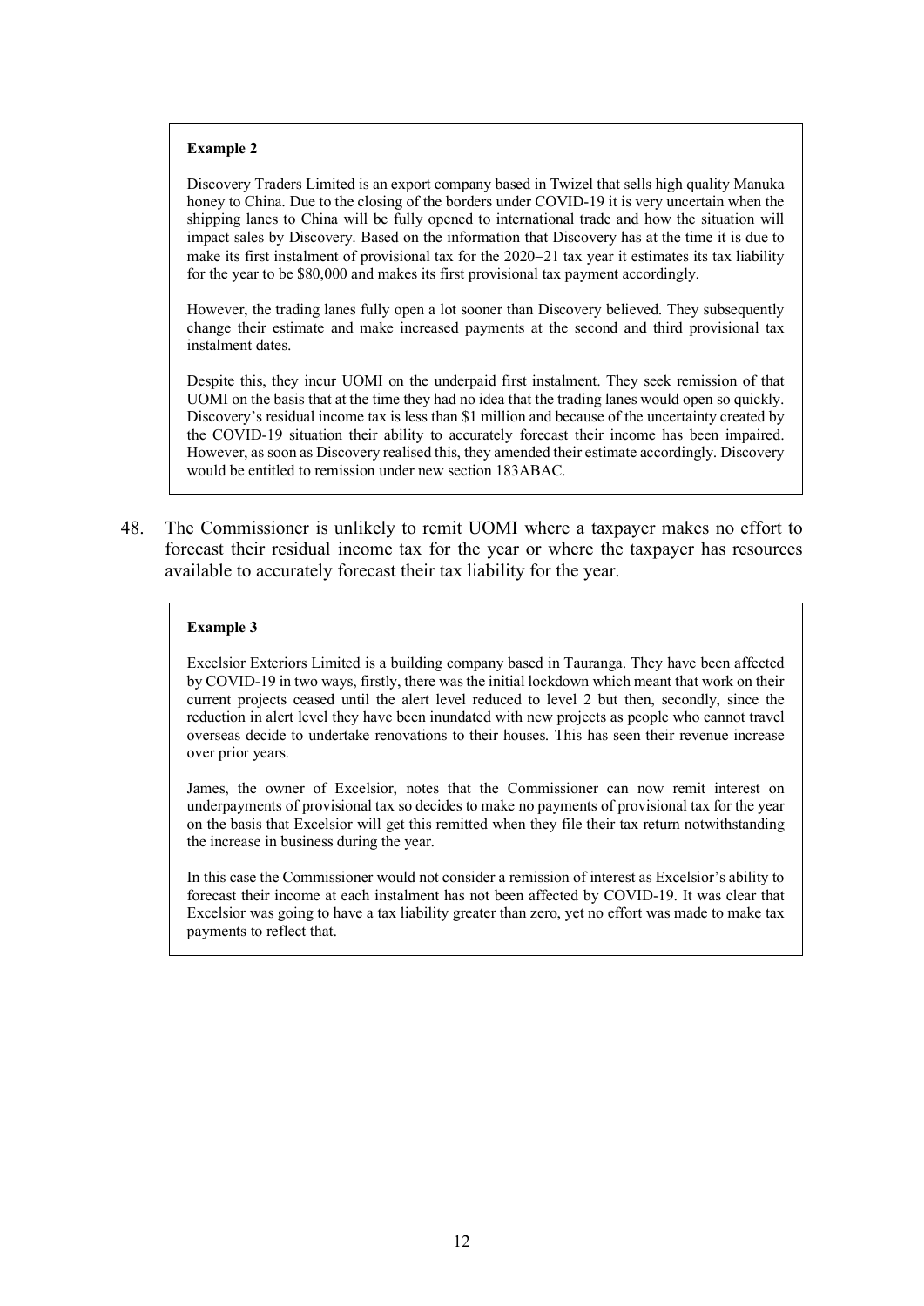> **Example 2**
>
> Discovery Traders Limited is an export company based in Twizel that sells high quality Manuka honey to China. Due to the closing of the borders under COVID-19 it is very uncertain when the shipping lanes to China will be fully opened to international trade and how the situation will impact sales by Discovery. Based on the information that Discovery has at the time it is due to make its first instalment of provisional tax for the 2020–21 tax year it estimates its tax liability for the year to be $80,000 and makes its first provisional tax payment accordingly.
>
> However, the trading lanes fully open a lot sooner than Discovery believed. They subsequently change their estimate and make increased payments at the second and third provisional tax instalment dates.
>
> Despite this, they incur UOMI on the underpaid first instalment. They seek remission of that UOMI on the basis that at the time they had no idea that the trading lanes would open so quickly. Discovery's residual income tax is less than $1 million and because of the uncertainty created by the COVID-19 situation their ability to accurately forecast their income has been impaired. However, as soon as Discovery realised this, they amended their estimate accordingly. Discovery would be entitled to remission under new section 183ABAC.

48. The Commissioner is unlikely to remit UOMI where a taxpayer makes no effort to forecast their residual income tax for the year or where the taxpayer has resources available to accurately forecast their tax liability for the year.

> **Example 3**
>
> Excelsior Exteriors Limited is a building company based in Tauranga. They have been affected by COVID-19 in two ways, firstly, there was the initial lockdown which meant that work on their current projects ceased until the alert level reduced to level 2 but then, secondly, since the reduction in alert level they have been inundated with new projects as people who cannot travel overseas decide to undertake renovations to their houses. This has seen their revenue increase over prior years.
>
> James, the owner of Excelsior, notes that the Commissioner can now remit interest on underpayments of provisional tax so decides to make no payments of provisional tax for the year on the basis that Excelsior will get this remitted when they file their tax return notwithstanding the increase in business during the year.
>
> In this case the Commissioner would not consider a remission of interest as Excelsior's ability to forecast their income at each instalment has not been affected by COVID-19. It was clear that Excelsior was going to have a tax liability greater than zero, yet no effort was made to make tax payments to reflect that.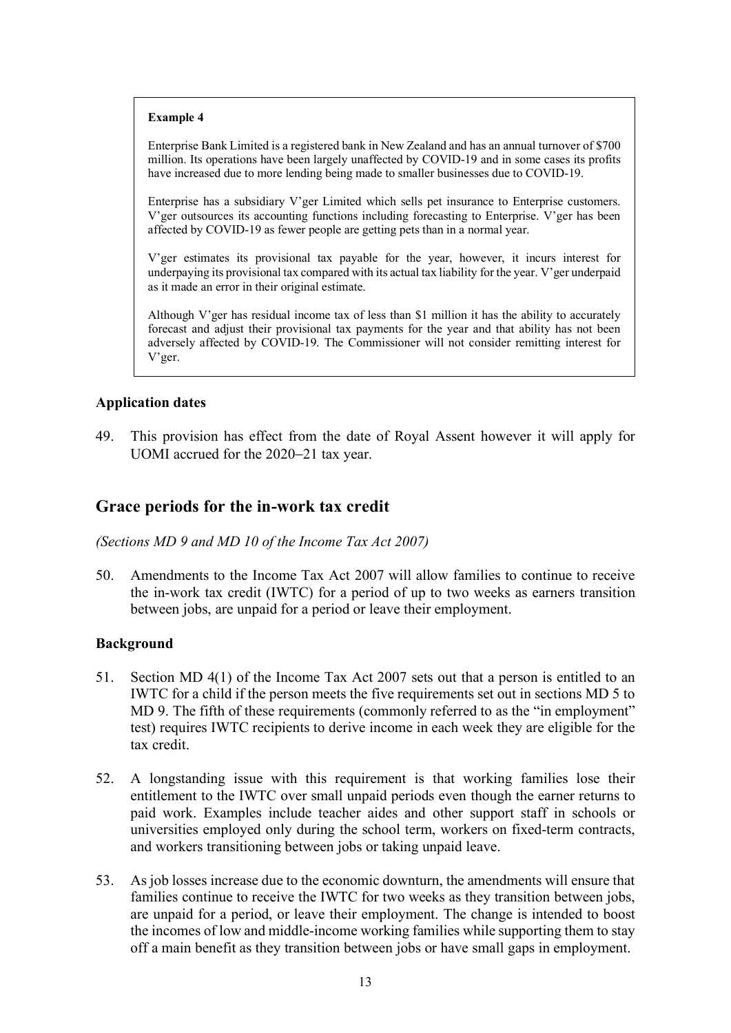> **Example 4**
>
> Enterprise Bank Limited is a registered bank in New Zealand and has an annual turnover of $700 million. Its operations have been largely unaffected by COVID-19 and in some cases its profits have increased due to more lending being made to smaller businesses due to COVID-19.
>
> Enterprise has a subsidiary V'ger Limited which sells pet insurance to Enterprise customers. V'ger outsources its accounting functions including forecasting to Enterprise. V'ger has been affected by COVID-19 as fewer people are getting pets than in a normal year.
>
> V'ger estimates its provisional tax payable for the year, however, it incurs interest for underpaying its provisional tax compared with its actual tax liability for the year. V'ger underpaid as it made an error in their original estimate.
>
> Although V'ger has residual income tax of less than $1 million it has the ability to accurately forecast and adjust their provisional tax payments for the year and that ability has not been adversely affected by COVID-19. The Commissioner will not consider remitting interest for V'ger.

### Application dates

49. This provision has effect from the date of Royal Assent however it will apply for UOMI accrued for the 2020–21 tax year.

## Grace periods for the in-work tax credit

*(Sections MD 9 and MD 10 of the Income Tax Act 2007)*

50. Amendments to the Income Tax Act 2007 will allow families to continue to receive the in-work tax credit (IWTC) for a period of up to two weeks as earners transition between jobs, are unpaid for a period or leave their employment.

### Background

51. Section MD 4(1) of the Income Tax Act 2007 sets out that a person is entitled to an IWTC for a child if the person meets the five requirements set out in sections MD 5 to MD 9. The fifth of these requirements (commonly referred to as the "in employment" test) requires IWTC recipients to derive income in each week they are eligible for the tax credit.

52. A longstanding issue with this requirement is that working families lose their entitlement to the IWTC over small unpaid periods even though the earner returns to paid work. Examples include teacher aides and other support staff in schools or universities employed only during the school term, workers on fixed-term contracts, and workers transitioning between jobs or taking unpaid leave.

53. As job losses increase due to the economic downturn, the amendments will ensure that families continue to receive the IWTC for two weeks as they transition between jobs, are unpaid for a period, or leave their employment. The change is intended to boost the incomes of low and middle-income working families while supporting them to stay off a main benefit as they transition between jobs or have small gaps in employment.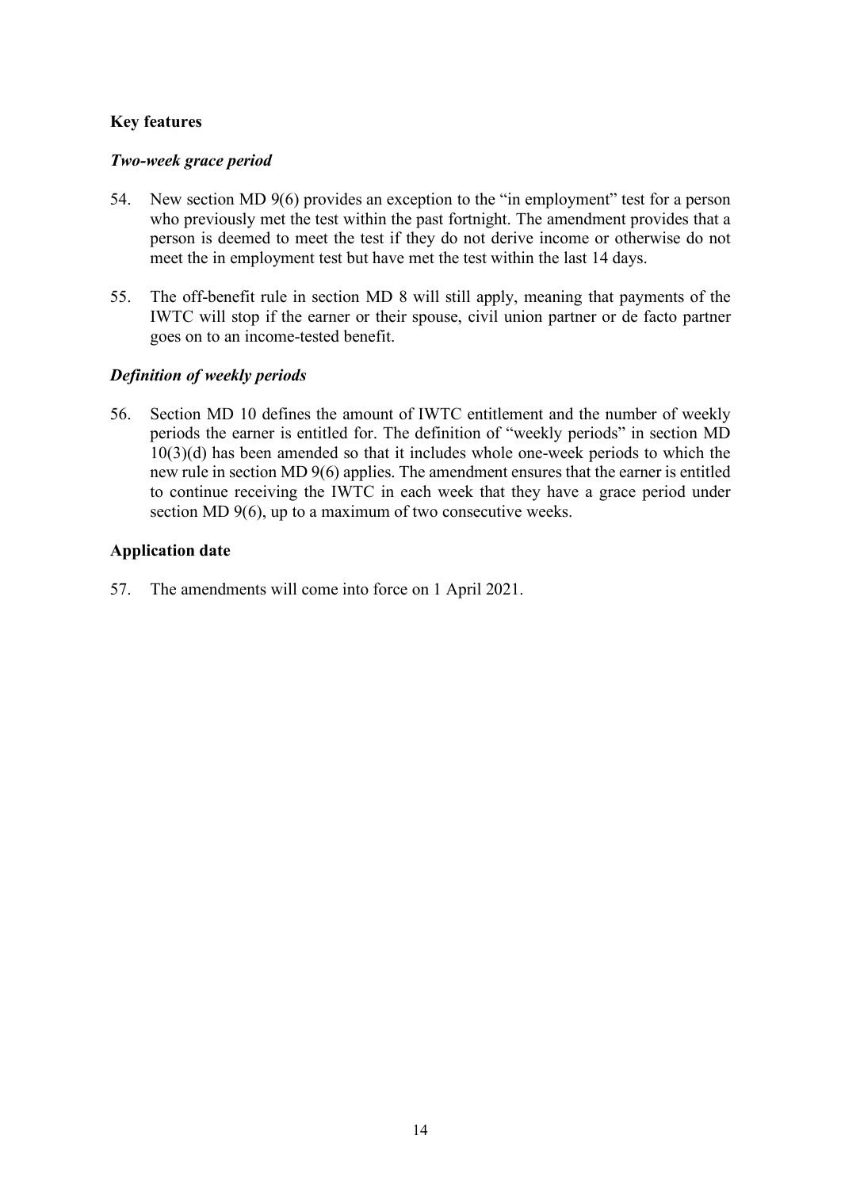## Key features

### *Two-week grace period*

54. New section MD 9(6) provides an exception to the "in employment" test for a person who previously met the test within the past fortnight. The amendment provides that a person is deemed to meet the test if they do not derive income or otherwise do not meet the in employment test but have met the test within the last 14 days.

55. The off-benefit rule in section MD 8 will still apply, meaning that payments of the IWTC will stop if the earner or their spouse, civil union partner or de facto partner goes on to an income-tested benefit.

### *Definition of weekly periods*

56. Section MD 10 defines the amount of IWTC entitlement and the number of weekly periods the earner is entitled for. The definition of "weekly periods" in section MD 10(3)(d) has been amended so that it includes whole one-week periods to which the new rule in section MD 9(6) applies. The amendment ensures that the earner is entitled to continue receiving the IWTC in each week that they have a grace period under section MD 9(6), up to a maximum of two consecutive weeks.

## Application date

57. The amendments will come into force on 1 April 2021.